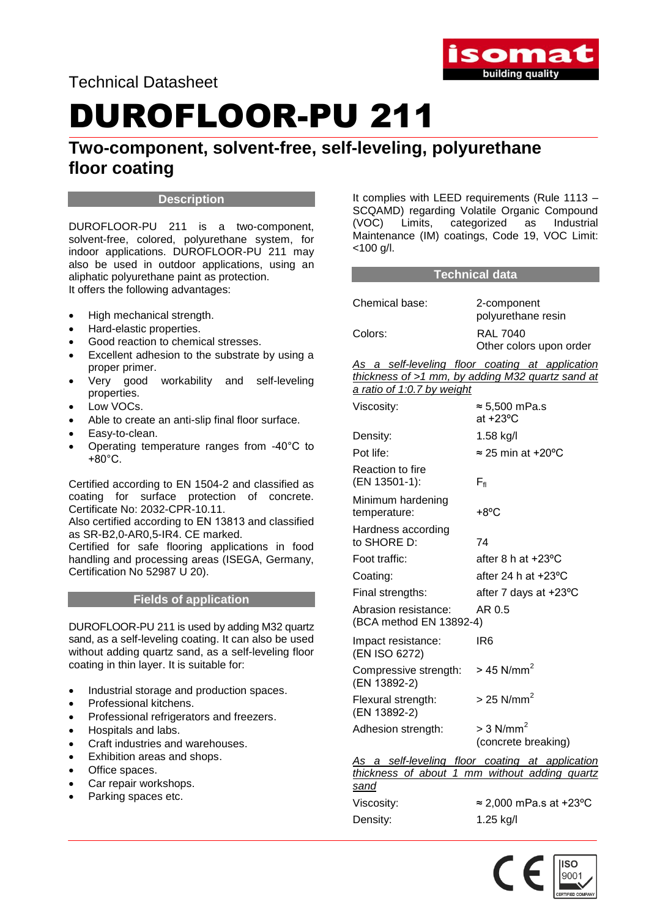Technical Datasheet

# DUROFLOOR-PU 211

## Two-component, solvent-free, self-leveling, polyurethane floor coating

### Description

DUROFLOOR-PU 211 is a two-component, solvent-free, colored, polyurethane system, for indoor applications. DUROFLOOR-PU 211 may also be used in outdoor applications, using an aliphatic polyurethane paint as protection.
It offers the following advantages:

- High mechanical strength.
- Hard-elastic properties.
- Good reaction to chemical stresses.
- Excellent adhesion to the substrate by using a proper primer.
- Very good workability and self-leveling properties.
- Low VOCs.
- Able to create an anti-slip final floor surface.
- Easy-to-clean.
- Operating temperature ranges from -40°C to +80°C.

Certified according to EN 1504-2 and classified as coating for surface protection of concrete. Certificate No: 2032-CPR-10.11.
Also certified according to EN 13813 and classified as SR-B2,0-AR0,5-IR4. CE marked.
Certified for safe flooring applications in food handling and processing areas (ISEGA, Germany, Certification No 52987 U 20).

### Fields of application

DUROFLOOR-PU 211 is used by adding M32 quartz sand, as a self-leveling coating. It can also be used without adding quartz sand, as a self-leveling floor coating in thin layer. It is suitable for:

- Industrial storage and production spaces.
- Professional kitchens.
- Professional refrigerators and freezers.
- Hospitals and labs.
- Craft industries and warehouses.
- Exhibition areas and shops.
- Office spaces.
- Car repair workshops.
- Parking spaces etc.

It complies with LEED requirements (Rule 1113 – SCQAMD) regarding Volatile Organic Compound (VOC) Limits, categorized as Industrial Maintenance (IM) coatings, Code 19, VOC Limit: <100 g/l.

### Technical data

| | |
|---|---|
| Chemical base: | 2-component polyurethane resin |
| Colors: | RAL 7040<br>Other colors upon order |

*As a self-leveling floor coating at application thickness of >1 mm, by adding M32 quartz sand at a ratio of 1:0.7 by weight*

| | |
|---|---|
| Viscosity: | ≈ 5,500 mPa.s at +23ºC |
| Density: | 1.58 kg/l |
| Pot life: | ≈ 25 min at +20ºC |
| Reaction to fire (EN 13501-1): | $F_{fl}$ |
| Minimum hardening temperature: | +8ºC |
| Hardness according to SHORE D: | 74 |
| Foot traffic: | after 8 h at +23ºC |
| Coating: | after 24 h at +23ºC |
| Final strengths: | after 7 days at +23ºC |
| Abrasion resistance: (BCA method EN 13892-4) | AR 0.5 |
| Impact resistance: (EN ISO 6272) | IR6 |
| Compressive strength: (EN 13892-2) | > 45 N/mm$^2$ |
| Flexural strength: (EN 13892-2) | > 25 N/mm$^2$ |
| Adhesion strength: | > 3 N/mm$^2$ (concrete breaking) |

*As a self-leveling floor coating at application thickness of about 1 mm without adding quartz sand*

| | |
|---|---|
| Viscosity: | ≈ 2,000 mPa.s at +23ºC |
| Density: | 1.25 kg/l |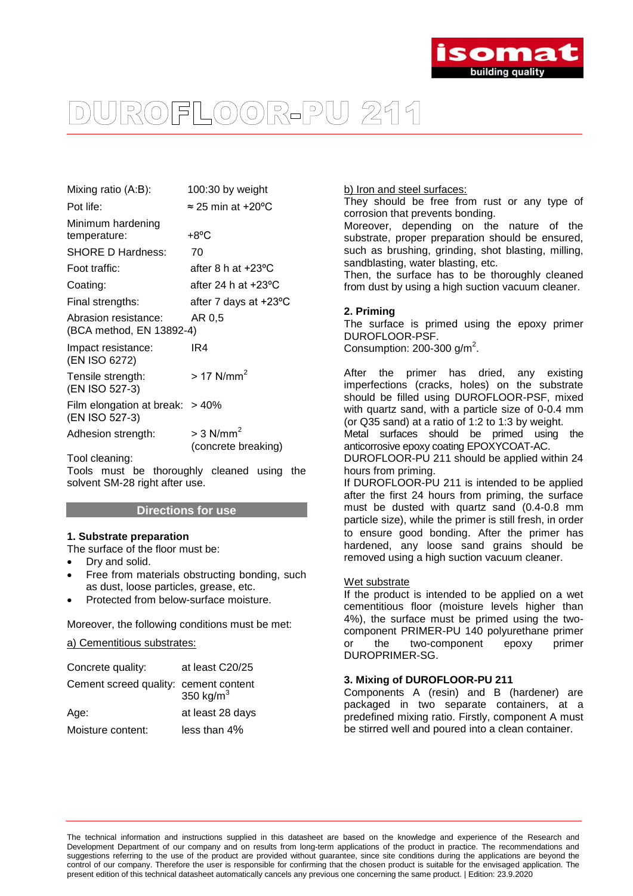# DUROFLOOR-PU 211

| | |
|---|---|
| Mixing ratio (A:B): | 100:30 by weight |
| Pot life: | ≈ 25 min at +20°C |
| Minimum hardening temperature: | +8°C |
| SHORE D Hardness: | 70 |
| Foot traffic: | after 8 h at +23°C |
| Coating: | after 24 h at +23°C |
| Final strengths: | after 7 days at +23°C |
| Abrasion resistance: (BCA method, EN 13892-4) | AR 0,5 |
| Impact resistance: (EN ISO 6272) | IR4 |
| Tensile strength: (EN ISO 527-3) | > 17 N/mm$^2$ |
| Film elongation at break: (EN ISO 527-3) | > 40% |
| Adhesion strength: | > 3 N/mm$^2$ (concrete breaking) |

Tool cleaning:
Tools must be thoroughly cleaned using the solvent SM-28 right after use.

## Directions for use

### 1. Substrate preparation

The surface of the floor must be:

- Dry and solid.
- Free from materials obstructing bonding, such as dust, loose particles, grease, etc.
- Protected from below-surface moisture.

Moreover, the following conditions must be met:

a) Cementitious substrates:

| | |
|---|---|
| Concrete quality: | at least C20/25 |
| Cement screed quality: | cement content 350 kg/m$^3$ |
| Age: | at least 28 days |
| Moisture content: | less than 4% |

b) Iron and steel surfaces:
They should be free from rust or any type of corrosion that prevents bonding.
Moreover, depending on the nature of the substrate, proper preparation should be ensured, such as brushing, grinding, shot blasting, milling, sandblasting, water blasting, etc.
Then, the surface has to be thoroughly cleaned from dust by using a high suction vacuum cleaner.

### 2. Priming

The surface is primed using the epoxy primer DUROFLOOR-PSF.
Consumption: 200-300 g/m$^2$.

After the primer has dried, any existing imperfections (cracks, holes) on the substrate should be filled using DUROFLOOR-PSF, mixed with quartz sand, with a particle size of 0-0.4 mm (or Q35 sand) at a ratio of 1:2 to 1:3 by weight.
Metal surfaces should be primed using the anticorrosive epoxy coating EPOXYCOAT-AC.
DUROFLOOR-PU 211 should be applied within 24 hours from priming.
If DUROFLOOR-PU 211 is intended to be applied after the first 24 hours from priming, the surface must be dusted with quartz sand (0.4-0.8 mm particle size), while the primer is still fresh, in order to ensure good bonding. After the primer has hardened, any loose sand grains should be removed using a high suction vacuum cleaner.

Wet substrate
If the product is intended to be applied on a wet cementitious floor (moisture levels higher than 4%), the surface must be primed using the two-component PRIMER-PU 140 polyurethane primer or the two-component epoxy primer DUROPRIMER-SG.

### 3. Mixing of DUROFLOOR-PU 211

Components A (resin) and B (hardener) are packaged in two separate containers, at a predefined mixing ratio. Firstly, component A must be stirred well and poured into a clean container.

The technical information and instructions supplied in this datasheet are based on the knowledge and experience of the Research and Development Department of our company and on results from long-term applications of the product in practice. The recommendations and suggestions referring to the use of the product are provided without guarantee, since site conditions during the applications are beyond the control of our company. Therefore the user is responsible for confirming that the chosen product is suitable for the envisaged application. The present edition of this technical datasheet automatically cancels any previous one concerning the same product. | Edition: 23.9.2020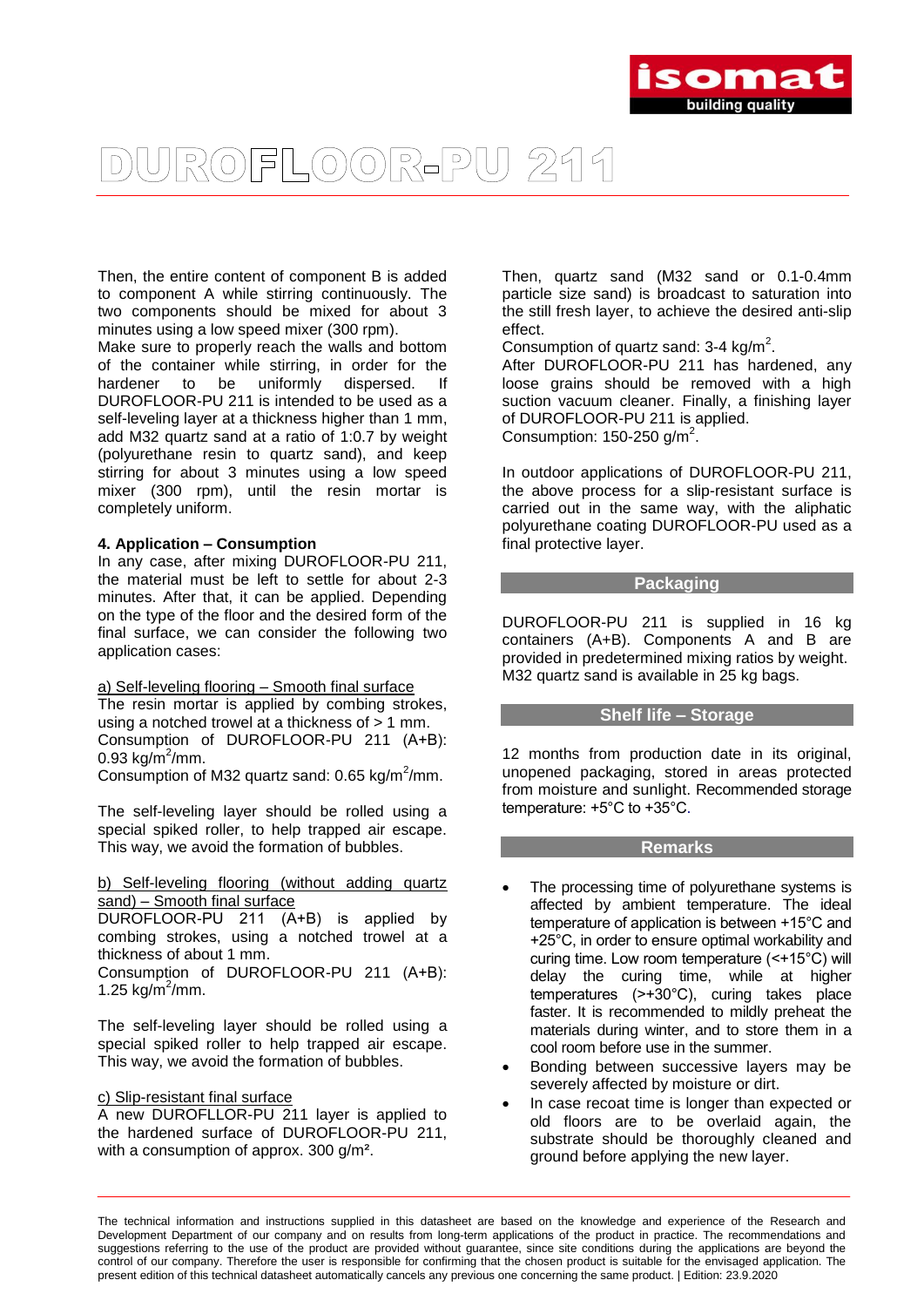Then, the entire content of component B is added to component A while stirring continuously. The two components should be mixed for about 3 minutes using a low speed mixer (300 rpm).
Make sure to properly reach the walls and bottom of the container while stirring, in order for the hardener to be uniformly dispersed. If DUROFLOOR-PU 211 is intended to be used as a self-leveling layer at a thickness higher than 1 mm, add M32 quartz sand at a ratio of 1:0.7 by weight (polyurethane resin to quartz sand), and keep stirring for about 3 minutes using a low speed mixer (300 rpm), until the resin mortar is completely uniform.

**4. Application – Consumption**
In any case, after mixing DUROFLOOR-PU 211, the material must be left to settle for about 2-3 minutes. After that, it can be applied. Depending on the type of the floor and the desired form of the final surface, we can consider the following two application cases:

<u>a) Self-leveling flooring – Smooth final surface</u>
The resin mortar is applied by combing strokes, using a notched trowel at a thickness of > 1 mm.
Consumption of DUROFLOOR-PU 211 (A+B): 0.93 kg/m$^2$/mm.
Consumption of M32 quartz sand: 0.65 kg/m$^2$/mm.

The self-leveling layer should be rolled using a special spiked roller, to help trapped air escape. This way, we avoid the formation of bubbles.

<u>b) Self-leveling flooring (without adding quartz sand) – Smooth final surface</u>
DUROFLOOR-PU 211 (A+B) is applied by combing strokes, using a notched trowel at a thickness of about 1 mm.
Consumption of DUROFLOOR-PU 211 (A+B): 1.25 kg/m$^2$/mm.

The self-leveling layer should be rolled using a special spiked roller to help trapped air escape. This way, we avoid the formation of bubbles.

<u>c) Slip-resistant final surface</u>
A new DUROFLLOR-PU 211 layer is applied to the hardened surface of DUROFLOOR-PU 211, with a consumption of approx. 300 g/m².

Then, quartz sand (M32 sand or 0.1-0.4mm particle size sand) is broadcast to saturation into the still fresh layer, to achieve the desired anti-slip effect.
Consumption of quartz sand: 3-4 kg/m$^2$.
After DUROFLOOR-PU 211 has hardened, any loose grains should be removed with a high suction vacuum cleaner. Finally, a finishing layer of DUROFLOOR-PU 211 is applied.
Consumption: 150-250 g/m$^2$.

In outdoor applications of DUROFLOOR-PU 211, the above process for a slip-resistant surface is carried out in the same way, with the aliphatic polyurethane coating DUROFLOOR-PU used as a final protective layer.

## Packaging

DUROFLOOR-PU 211 is supplied in 16 kg containers (A+B). Components A and B are provided in predetermined mixing ratios by weight.
M32 quartz sand is available in 25 kg bags.

## Shelf life – Storage

12 months from production date in its original, unopened packaging, stored in areas protected from moisture and sunlight. Recommended storage temperature: +5°C to +35°C.

## Remarks

- The processing time of polyurethane systems is affected by ambient temperature. The ideal temperature of application is between +15°C and +25°C, in order to ensure optimal workability and curing time. Low room temperature (<+15°C) will delay the curing time, while at higher temperatures (>+30°C), curing takes place faster. It is recommended to mildly preheat the materials during winter, and to store them in a cool room before use in the summer.
- Bonding between successive layers may be severely affected by moisture or dirt.
- In case recoat time is longer than expected or old floors are to be overlaid again, the substrate should be thoroughly cleaned and ground before applying the new layer.

The technical information and instructions supplied in this datasheet are based on the knowledge and experience of the Research and Development Department of our company and on results from long-term applications of the product in practice. The recommendations and suggestions referring to the use of the product are provided without guarantee, since site conditions during the applications are beyond the control of our company. Therefore the user is responsible for confirming that the chosen product is suitable for the envisaged application. The present edition of this technical datasheet automatically cancels any previous one concerning the same product. | Edition: 23.9.2020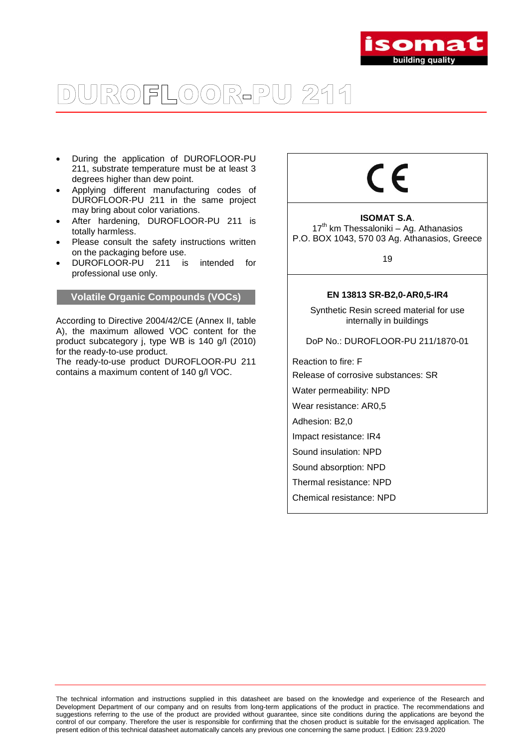# DUROFLOOR-PU 211

- During the application of DUROFLOOR-PU 211, substrate temperature must be at least 3 degrees higher than dew point.
- Applying different manufacturing codes of DUROFLOOR-PU 211 in the same project may bring about color variations.
- After hardening, DUROFLOOR-PU 211 is totally harmless.
- Please consult the safety instructions written on the packaging before use.
- DUROFLOOR-PU 211 is intended for professional use only.

## Volatile Organic Compounds (VOCs)

According to Directive 2004/42/CE (Annex II, table A), the maximum allowed VOC content for the product subcategory j, type WB is 140 g/l (2010) for the ready-to-use product.
The ready-to-use product DUROFLOOR-PU 211 contains a maximum content of 140 g/l VOC.

CE

**ISOMAT S.A.**
17th km Thessaloniki – Ag. Athanasios
P.O. BOX 1043, 570 03 Ag. Athanasios, Greece

19

**EN 13813 SR-B2,0-AR0,5-IR4**

Synthetic Resin screed material for use internally in buildings

DoP No.: DUROFLOOR-PU 211/1870-01

Reaction to fire: F

Release of corrosive substances: SR

Water permeability: NPD

Wear resistance: AR0,5

Adhesion: B2,0

Impact resistance: IR4

Sound insulation: NPD

Sound absorption: NPD

Thermal resistance: NPD

Chemical resistance: NPD

The technical information and instructions supplied in this datasheet are based on the knowledge and experience of the Research and Development Department of our company and on results from long-term applications of the product in practice. The recommendations and suggestions referring to the use of the product are provided without guarantee, since site conditions during the applications are beyond the control of our company. Therefore the user is responsible for confirming that the chosen product is suitable for the envisaged application. The present edition of this technical datasheet automatically cancels any previous one concerning the same product. | Edition: 23.9.2020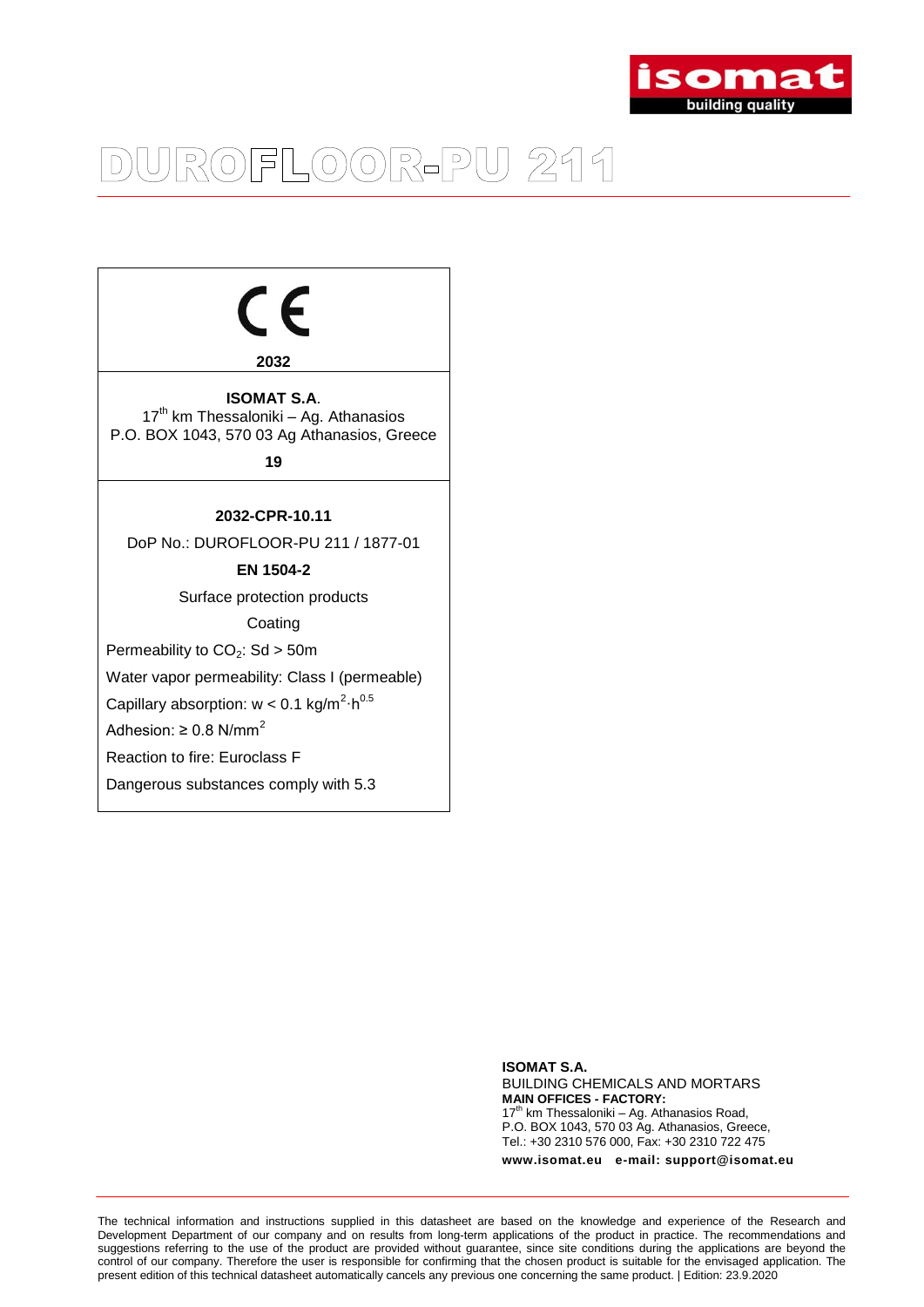# DUROFLOOR-PU 211

CE

**2032**

**ISOMAT S.A.**
17th km Thessaloniki – Ag. Athanasios
P.O. BOX 1043, 570 03 Ag Athanasios, Greece

**19**

**2032-CPR-10.11**

DoP No.: DUROFLOOR-PU 211 / 1877-01

**EN 1504-2**

Surface protection products

Coating

Permeability to $CO_2$: Sd > 50m

Water vapor permeability: Class I (permeable)

Capillary absorption: w < 0.1 $kg/m^2 \cdot h^{0.5}$

Adhesion: ≥ 0.8 $N/mm^2$

Reaction to fire: Euroclass F

Dangerous substances comply with 5.3

**ISOMAT S.A.**
BUILDING CHEMICALS AND MORTARS
**MAIN OFFICES - FACTORY:**
17th km Thessaloniki – Ag. Athanasios Road,
P.O. BOX 1043, 570 03 Ag. Athanasios, Greece,
Tel.: +30 2310 576 000, Fax: +30 2310 722 475
**www.isomat.eu e-mail: support@isomat.eu**

The technical information and instructions supplied in this datasheet are based on the knowledge and experience of the Research and Development Department of our company and on results from long-term applications of the product in practice. The recommendations and suggestions referring to the use of the product are provided without guarantee, since site conditions during the applications are beyond the control of our company. Therefore the user is responsible for confirming that the chosen product is suitable for the envisaged application. The present edition of this technical datasheet automatically cancels any previous one concerning the same product. | Edition: 23.9.2020